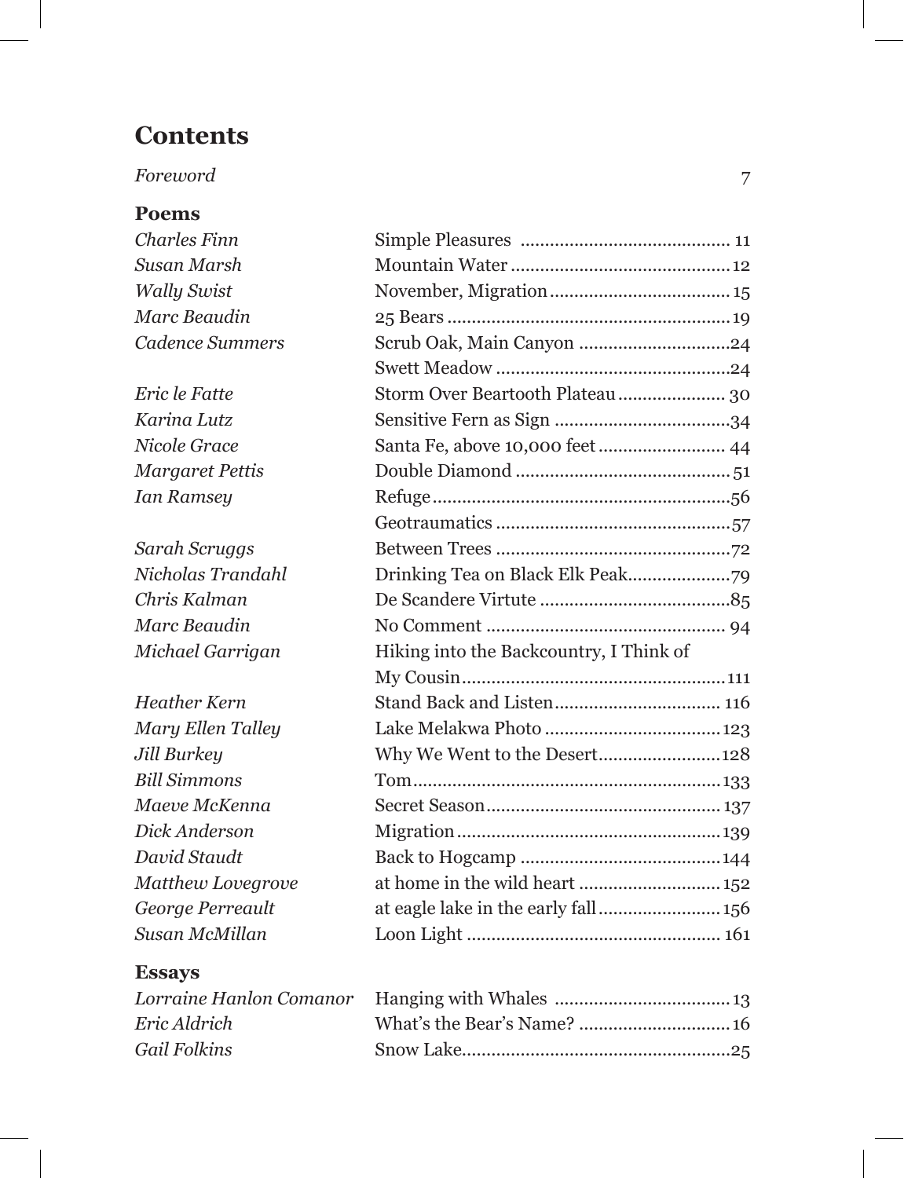# Contents

| | | |
|---|---|---|
| *Foreword* | | 7 |

## Poems

| Author | Title | Page |
|---|---|---|
| *Charles Finn* | Simple Pleasures | 11 |
| *Susan Marsh* | Mountain Water | 12 |
| *Wally Swist* | November, Migration | 15 |
| *Marc Beaudin* | 25 Bears | 19 |
| *Cadence Summers* | Scrub Oak, Main Canyon | 24 |
| | Swett Meadow | 24 |
| *Eric le Fatte* | Storm Over Beartooth Plateau | 30 |
| *Karina Lutz* | Sensitive Fern as Sign | 34 |
| *Nicole Grace* | Santa Fe, above 10,000 feet | 44 |
| *Margaret Pettis* | Double Diamond | 51 |
| *Ian Ramsey* | Refuge | 56 |
| | Geotraumatics | 57 |
| *Sarah Scruggs* | Between Trees | 72 |
| *Nicholas Trandahl* | Drinking Tea on Black Elk Peak | 79 |
| *Chris Kalman* | De Scandere Virtute | 85 |
| *Marc Beaudin* | No Comment | 94 |
| *Michael Garrigan* | Hiking into the Backcountry, I Think of My Cousin | 111 |
| *Heather Kern* | Stand Back and Listen | 116 |
| *Mary Ellen Talley* | Lake Melakwa Photo | 123 |
| *Jill Burkey* | Why We Went to the Desert | 128 |
| *Bill Simmons* | Tom | 133 |
| *Maeve McKenna* | Secret Season | 137 |
| *Dick Anderson* | Migration | 139 |
| *David Staudt* | Back to Hogcamp | 144 |
| *Matthew Lovegrove* | at home in the wild heart | 152 |
| *George Perreault* | at eagle lake in the early fall | 156 |
| *Susan McMillan* | Loon Light | 161 |

## Essays

| Author | Title | Page |
|---|---|---|
| *Lorraine Hanlon Comanor* | Hanging with Whales | 13 |
| *Eric Aldrich* | What's the Bear's Name? | 16 |
| *Gail Folkins* | Snow Lake | 25 |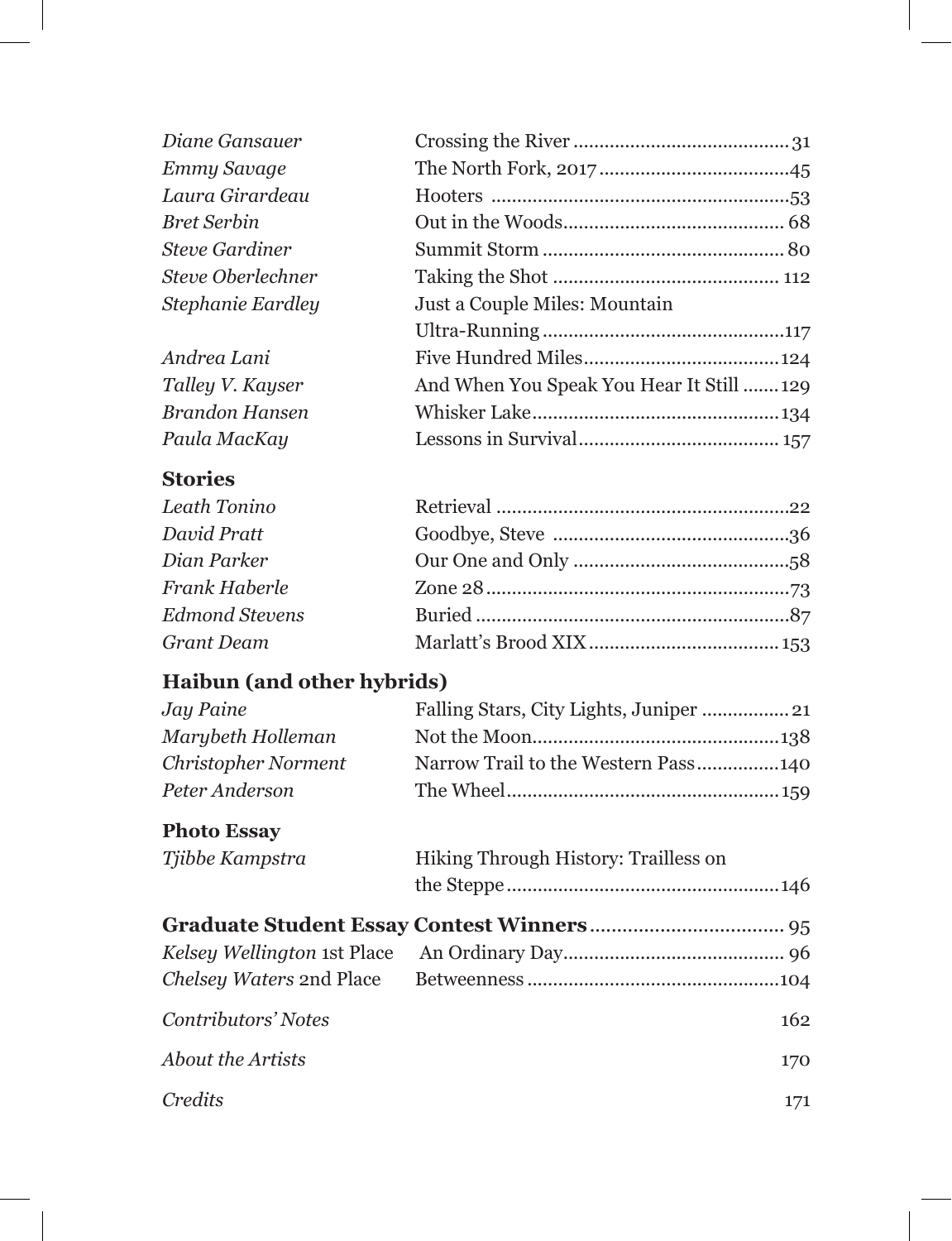| | | |
|---|---|---|
| *Diane Gansauer* | Crossing the River | 31 |
| *Emmy Savage* | The North Fork, 2017 | 45 |
| *Laura Girardeau* | Hooters | 53 |
| *Bret Serbin* | Out in the Woods | 68 |
| *Steve Gardiner* | Summit Storm | 80 |
| *Steve Oberlechner* | Taking the Shot | 112 |
| *Stephanie Eardley* | Just a Couple Miles: Mountain Ultra-Running | 117 |
| *Andrea Lani* | Five Hundred Miles | 124 |
| *Talley V. Kayser* | And When You Speak You Hear It Still | 129 |
| *Brandon Hansen* | Whisker Lake | 134 |
| *Paula MacKay* | Lessons in Survival | 157 |

**Stories**

| | | |
|---|---|---|
| *Leath Tonino* | Retrieval | 22 |
| *David Pratt* | Goodbye, Steve | 36 |
| *Dian Parker* | Our One and Only | 58 |
| *Frank Haberle* | Zone 28 | 73 |
| *Edmond Stevens* | Buried | 87 |
| *Grant Deam* | Marlatt's Brood XIX | 153 |

**Haibun (and other hybrids)**

| | | |
|---|---|---|
| *Jay Paine* | Falling Stars, City Lights, Juniper | 21 |
| *Marybeth Holleman* | Not the Moon | 138 |
| *Christopher Norment* | Narrow Trail to the Western Pass | 140 |
| *Peter Anderson* | The Wheel | 159 |

**Photo Essay**

| | | |
|---|---|---|
| *Tjibbe Kampstra* | Hiking Through History: Trailless on the Steppe | 146 |

**Graduate Student Essay Contest Winners** .................................... 95

| | | |
|---|---|---|
| *Kelsey Wellington* 1st Place | An Ordinary Day | 96 |
| *Chelsey Waters* 2nd Place | Betweenness | 104 |

*Contributors' Notes* 162

*About the Artists* 170

*Credits* 171